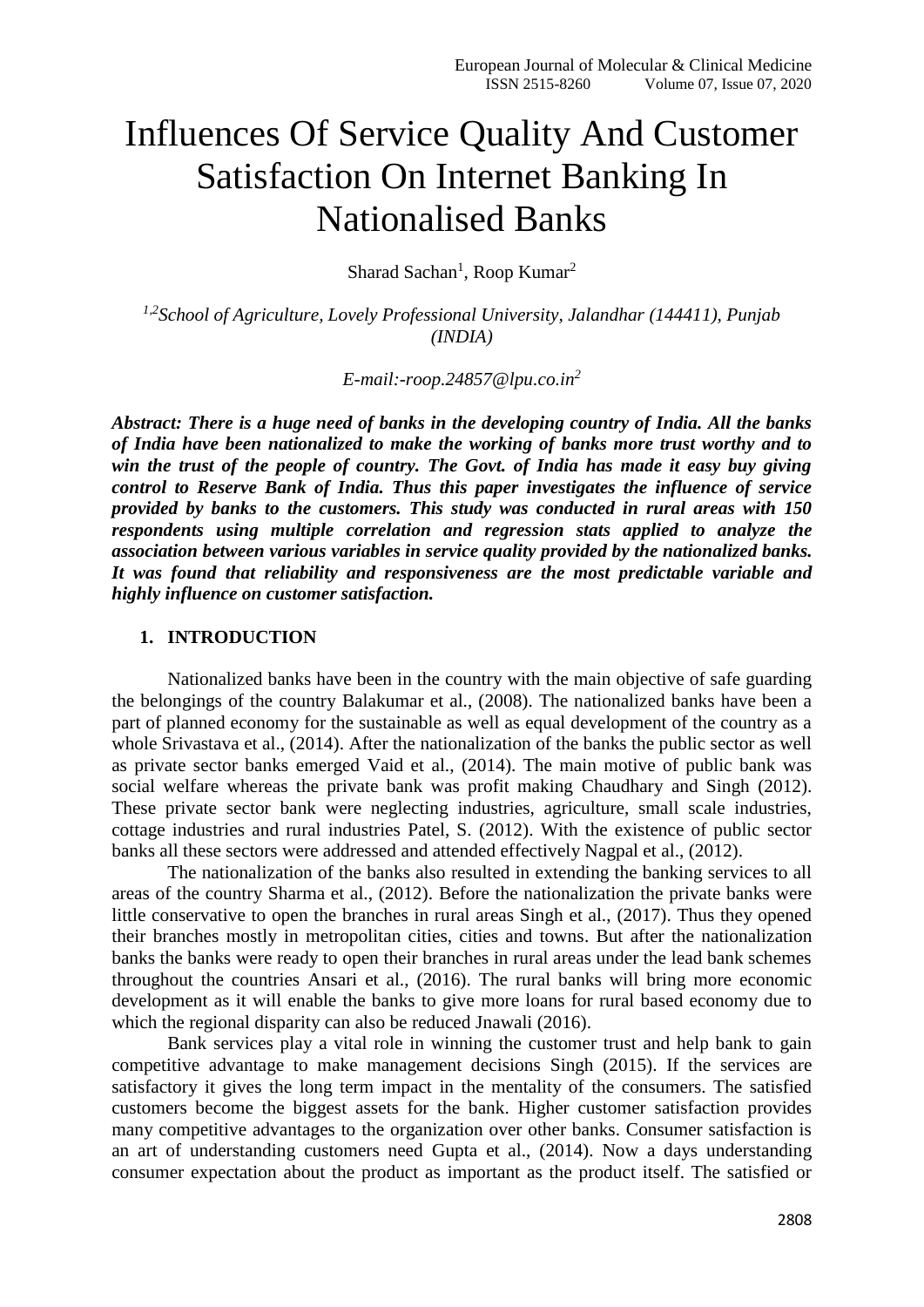# Influences Of Service Quality And Customer Satisfaction On Internet Banking In Nationalised Banks

Sharad Sachan[1], Roop Kumar[2]

*[1,2]School of Agriculture, Lovely Professional University, Jalandhar (144411), Punjab (INDIA)*

*E-mail:-roop.24857@lpu.co.in[2]*

***Abstract: There is a huge need of banks in the developing country of India. All the banks of India have been nationalized to make the working of banks more trust worthy and to win the trust of the people of country. The Govt. of India has made it easy buy giving control to Reserve Bank of India. Thus this paper investigates the influence of service provided by banks to the customers. This study was conducted in rural areas with 150 respondents using multiple correlation and regression stats applied to analyze the association between various variables in service quality provided by the nationalized banks. It was found that reliability and responsiveness are the most predictable variable and highly influence on customer satisfaction.***

## 1. INTRODUCTION

Nationalized banks have been in the country with the main objective of safe guarding the belongings of the country Balakumar et al., (2008). The nationalized banks have been a part of planned economy for the sustainable as well as equal development of the country as a whole Srivastava et al., (2014). After the nationalization of the banks the public sector as well as private sector banks emerged Vaid et al., (2014). The main motive of public bank was social welfare whereas the private bank was profit making Chaudhary and Singh (2012). These private sector bank were neglecting industries, agriculture, small scale industries, cottage industries and rural industries Patel, S. (2012). With the existence of public sector banks all these sectors were addressed and attended effectively Nagpal et al., (2012).

The nationalization of the banks also resulted in extending the banking services to all areas of the country Sharma et al., (2012). Before the nationalization the private banks were little conservative to open the branches in rural areas Singh et al., (2017). Thus they opened their branches mostly in metropolitan cities, cities and towns. But after the nationalization banks the banks were ready to open their branches in rural areas under the lead bank schemes throughout the countries Ansari et al., (2016). The rural banks will bring more economic development as it will enable the banks to give more loans for rural based economy due to which the regional disparity can also be reduced Jnawali (2016).

Bank services play a vital role in winning the customer trust and help bank to gain competitive advantage to make management decisions Singh (2015). If the services are satisfactory it gives the long term impact in the mentality of the consumers. The satisfied customers become the biggest assets for the bank. Higher customer satisfaction provides many competitive advantages to the organization over other banks. Consumer satisfaction is an art of understanding customers need Gupta et al., (2014). Now a days understanding consumer expectation about the product as important as the product itself. The satisfied or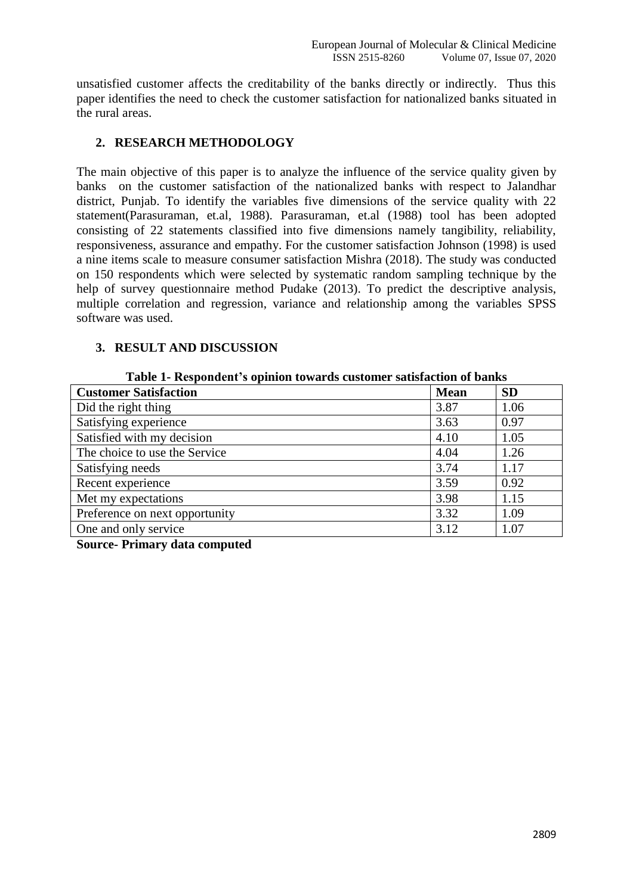unsatisfied customer affects the creditability of the banks directly or indirectly. Thus this paper identifies the need to check the customer satisfaction for nationalized banks situated in the rural areas.

## 2. RESEARCH METHODOLOGY

The main objective of this paper is to analyze the influence of the service quality given by banks on the customer satisfaction of the nationalized banks with respect to Jalandhar district, Punjab. To identify the variables five dimensions of the service quality with 22 statement(Parasuraman, et.al, 1988). Parasuraman, et.al (1988) tool has been adopted consisting of 22 statements classified into five dimensions namely tangibility, reliability, responsiveness, assurance and empathy. For the customer satisfaction Johnson (1998) is used a nine items scale to measure consumer satisfaction Mishra (2018). The study was conducted on 150 respondents which were selected by systematic random sampling technique by the help of survey questionnaire method Pudake (2013). To predict the descriptive analysis, multiple correlation and regression, variance and relationship among the variables SPSS software was used.

## 3. RESULT AND DISCUSSION

**Table 1- Respondent's opinion towards customer satisfaction of banks**

| Customer Satisfaction | Mean | SD |
|---|---|---|
| Did the right thing | 3.87 | 1.06 |
| Satisfying experience | 3.63 | 0.97 |
| Satisfied with my decision | 4.10 | 1.05 |
| The choice to use the Service | 4.04 | 1.26 |
| Satisfying needs | 3.74 | 1.17 |
| Recent experience | 3.59 | 0.92 |
| Met my expectations | 3.98 | 1.15 |
| Preference on next opportunity | 3.32 | 1.09 |
| One and only service | 3.12 | 1.07 |

**Source- Primary data computed**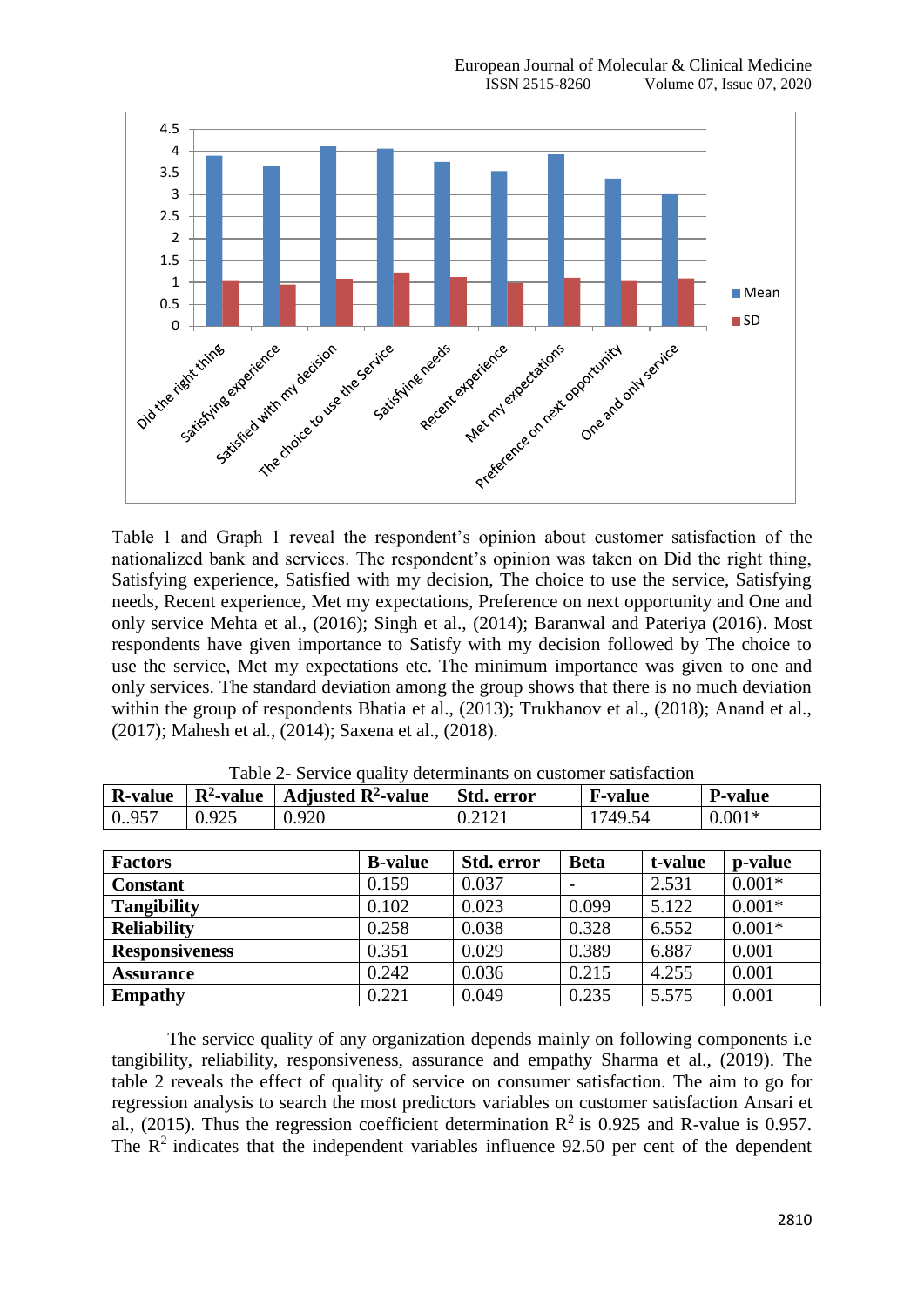Table 1 and Graph 1 reveal the respondent's opinion about customer satisfaction of the nationalized bank and services. The respondent's opinion was taken on Did the right thing, Satisfying experience, Satisfied with my decision, The choice to use the service, Satisfying needs, Recent experience, Met my expectations, Preference on next opportunity and One and only service Mehta et al., (2016); Singh et al., (2014); Baranwal and Pateriya (2016). Most respondents have given importance to Satisfy with my decision followed by The choice to use the service, Met my expectations etc. The minimum importance was given to one and only services. The standard deviation among the group shows that there is no much deviation within the group of respondents Bhatia et al., (2013); Trukhanov et al., (2018); Anand et al., (2017); Mahesh et al., (2014); Saxena et al., (2018).

Table 2- Service quality determinants on customer satisfaction

| R-value | $R^2$-value | Adjusted $R^2$-value | Std. error | F-value | P-value |
|---|---|---|---|---|---|
| 0..957 | 0.925 | 0.920 | 0.2121 | 1749.54 | 0.001* |

| Factors | B-value | Std. error | Beta | t-value | p-value |
|---|---|---|---|---|---|
| **Constant** | 0.159 | 0.037 | - | 2.531 | 0.001* |
| **Tangibility** | 0.102 | 0.023 | 0.099 | 5.122 | 0.001* |
| **Reliability** | 0.258 | 0.038 | 0.328 | 6.552 | 0.001* |
| **Responsiveness** | 0.351 | 0.029 | 0.389 | 6.887 | 0.001 |
| **Assurance** | 0.242 | 0.036 | 0.215 | 4.255 | 0.001 |
| **Empathy** | 0.221 | 0.049 | 0.235 | 5.575 | 0.001 |

The service quality of any organization depends mainly on following components i.e tangibility, reliability, responsiveness, assurance and empathy Sharma et al., (2019). The table 2 reveals the effect of quality of service on consumer satisfaction. The aim to go for regression analysis to search the most predictors variables on customer satisfaction Ansari et al., (2015). Thus the regression coefficient determination $R^2$ is 0.925 and R-value is 0.957. The $R^2$ indicates that the independent variables influence 92.50 per cent of the dependent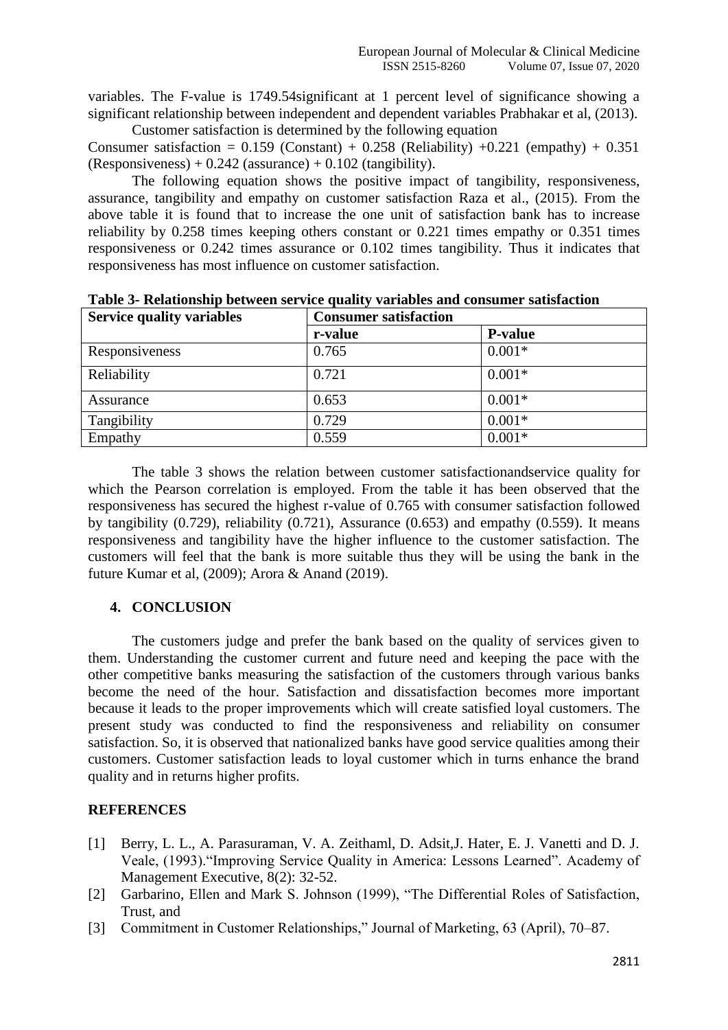variables. The F-value is 1749.54significant at 1 percent level of significance showing a significant relationship between independent and dependent variables Prabhakar et al, (2013).

Customer satisfaction is determined by the following equation

Consumer satisfaction = 0.159 (Constant) + 0.258 (Reliability) +0.221 (empathy) + 0.351 (Responsiveness) + 0.242 (assurance) + 0.102 (tangibility).

The following equation shows the positive impact of tangibility, responsiveness, assurance, tangibility and empathy on customer satisfaction Raza et al., (2015). From the above table it is found that to increase the one unit of satisfaction bank has to increase reliability by 0.258 times keeping others constant or 0.221 times empathy or 0.351 times responsiveness or 0.242 times assurance or 0.102 times tangibility. Thus it indicates that responsiveness has most influence on customer satisfaction.

**Table 3- Relationship between service quality variables and consumer satisfaction**

| Service quality variables | Consumer satisfaction | |
|---|---|---|
| | r-value | P-value |
| Responsiveness | 0.765 | 0.001* |
| Reliability | 0.721 | 0.001* |
| Assurance | 0.653 | 0.001* |
| Tangibility | 0.729 | 0.001* |
| Empathy | 0.559 | 0.001* |

The table 3 shows the relation between customer satisfactionandservice quality for which the Pearson correlation is employed. From the table it has been observed that the responsiveness has secured the highest r-value of 0.765 with consumer satisfaction followed by tangibility (0.729), reliability (0.721), Assurance (0.653) and empathy (0.559). It means responsiveness and tangibility have the higher influence to the customer satisfaction. The customers will feel that the bank is more suitable thus they will be using the bank in the future Kumar et al, (2009); Arora & Anand (2019).

## 4. CONCLUSION

The customers judge and prefer the bank based on the quality of services given to them. Understanding the customer current and future need and keeping the pace with the other competitive banks measuring the satisfaction of the customers through various banks become the need of the hour. Satisfaction and dissatisfaction becomes more important because it leads to the proper improvements which will create satisfied loyal customers. The present study was conducted to find the responsiveness and reliability on consumer satisfaction. So, it is observed that nationalized banks have good service qualities among their customers. Customer satisfaction leads to loyal customer which in turns enhance the brand quality and in returns higher profits.

## REFERENCES

[1] Berry, L. L., A. Parasuraman, V. A. Zeithaml, D. Adsit,J. Hater, E. J. Vanetti and D. J. Veale, (1993)."Improving Service Quality in America: Lessons Learned". Academy of Management Executive, 8(2): 32-52.

[2] Garbarino, Ellen and Mark S. Johnson (1999), "The Differential Roles of Satisfaction, Trust, and

[3] Commitment in Customer Relationships," Journal of Marketing, 63 (April), 70–87.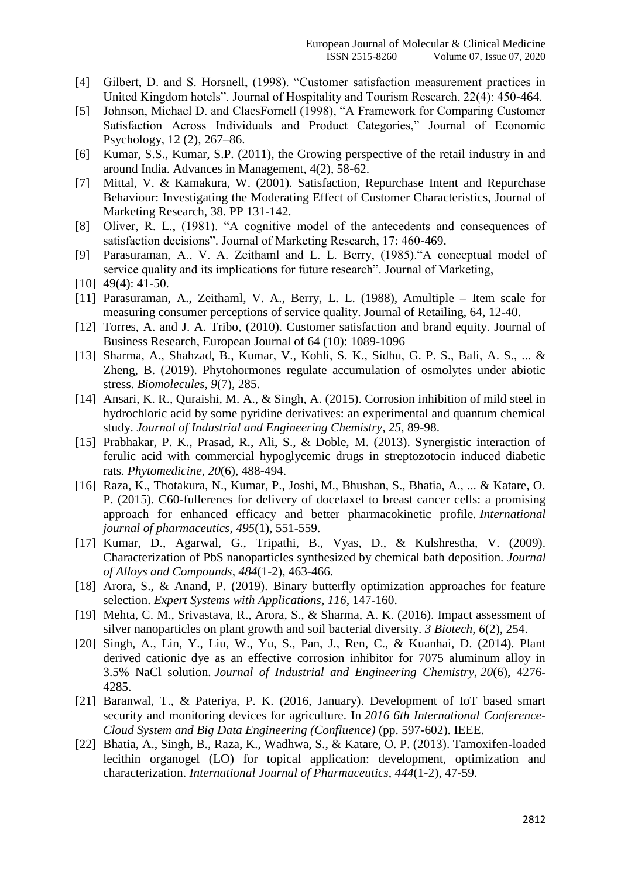[4] Gilbert, D. and S. Horsnell, (1998). "Customer satisfaction measurement practices in United Kingdom hotels". Journal of Hospitality and Tourism Research, 22(4): 450-464.

[5] Johnson, Michael D. and ClaesFornell (1998), "A Framework for Comparing Customer Satisfaction Across Individuals and Product Categories," Journal of Economic Psychology, 12 (2), 267–86.

[6] Kumar, S.S., Kumar, S.P. (2011), the Growing perspective of the retail industry in and around India. Advances in Management, 4(2), 58-62.

[7] Mittal, V. & Kamakura, W. (2001). Satisfaction, Repurchase Intent and Repurchase Behaviour: Investigating the Moderating Effect of Customer Characteristics, Journal of Marketing Research, 38. PP 131-142.

[8] Oliver, R. L., (1981). "A cognitive model of the antecedents and consequences of satisfaction decisions". Journal of Marketing Research, 17: 460-469.

[9] Parasuraman, A., V. A. Zeithaml and L. L. Berry, (1985)."A conceptual model of service quality and its implications for future research". Journal of Marketing,

[10] 49(4): 41-50.

[11] Parasuraman, A., Zeithaml, V. A., Berry, L. L. (1988), Amultiple – Item scale for measuring consumer perceptions of service quality. Journal of Retailing, 64, 12-40.

[12] Torres, A. and J. A. Tribo, (2010). Customer satisfaction and brand equity. Journal of Business Research, European Journal of 64 (10): 1089-1096

[13] Sharma, A., Shahzad, B., Kumar, V., Kohli, S. K., Sidhu, G. P. S., Bali, A. S., ... & Zheng, B. (2019). Phytohormones regulate accumulation of osmolytes under abiotic stress. *Biomolecules*, *9*(7), 285.

[14] Ansari, K. R., Quraishi, M. A., & Singh, A. (2015). Corrosion inhibition of mild steel in hydrochloric acid by some pyridine derivatives: an experimental and quantum chemical study. *Journal of Industrial and Engineering Chemistry*, *25*, 89-98.

[15] Prabhakar, P. K., Prasad, R., Ali, S., & Doble, M. (2013). Synergistic interaction of ferulic acid with commercial hypoglycemic drugs in streptozotocin induced diabetic rats. *Phytomedicine*, *20*(6), 488-494.

[16] Raza, K., Thotakura, N., Kumar, P., Joshi, M., Bhushan, S., Bhatia, A., ... & Katare, O. P. (2015). C60-fullerenes for delivery of docetaxel to breast cancer cells: a promising approach for enhanced efficacy and better pharmacokinetic profile. *International journal of pharmaceutics*, *495*(1), 551-559.

[17] Kumar, D., Agarwal, G., Tripathi, B., Vyas, D., & Kulshrestha, V. (2009). Characterization of PbS nanoparticles synthesized by chemical bath deposition. *Journal of Alloys and Compounds*, *484*(1-2), 463-466.

[18] Arora, S., & Anand, P. (2019). Binary butterfly optimization approaches for feature selection. *Expert Systems with Applications*, *116*, 147-160.

[19] Mehta, C. M., Srivastava, R., Arora, S., & Sharma, A. K. (2016). Impact assessment of silver nanoparticles on plant growth and soil bacterial diversity. *3 Biotech*, *6*(2), 254.

[20] Singh, A., Lin, Y., Liu, W., Yu, S., Pan, J., Ren, C., & Kuanhai, D. (2014). Plant derived cationic dye as an effective corrosion inhibitor for 7075 aluminum alloy in 3.5% NaCl solution. *Journal of Industrial and Engineering Chemistry*, *20*(6), 4276-4285.

[21] Baranwal, T., & Pateriya, P. K. (2016, January). Development of IoT based smart security and monitoring devices for agriculture. In *2016 6th International Conference-Cloud System and Big Data Engineering (Confluence)* (pp. 597-602). IEEE.

[22] Bhatia, A., Singh, B., Raza, K., Wadhwa, S., & Katare, O. P. (2013). Tamoxifen-loaded lecithin organogel (LO) for topical application: development, optimization and characterization. *International Journal of Pharmaceutics*, *444*(1-2), 47-59.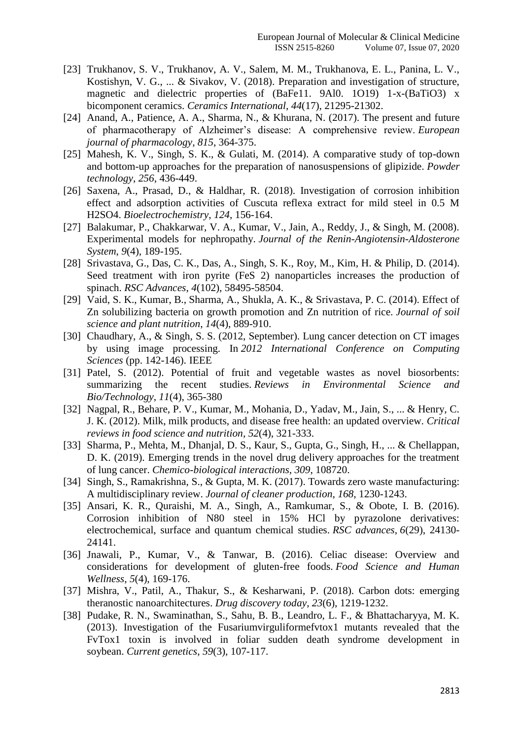[23] Trukhanov, S. V., Trukhanov, A. V., Salem, M. M., Trukhanova, E. L., Panina, L. V., Kostishyn, V. G., ... & Sivakov, V. (2018). Preparation and investigation of structure, magnetic and dielectric properties of (BaFe11. 9Al0. 1O19) 1-x-(BaTiO3) x bicomponent ceramics. *Ceramics International*, *44*(17), 21295-21302.

[24] Anand, A., Patience, A. A., Sharma, N., & Khurana, N. (2017). The present and future of pharmacotherapy of Alzheimer's disease: A comprehensive review. *European journal of pharmacology*, *815*, 364-375.

[25] Mahesh, K. V., Singh, S. K., & Gulati, M. (2014). A comparative study of top-down and bottom-up approaches for the preparation of nanosuspensions of glipizide. *Powder technology*, *256*, 436-449.

[26] Saxena, A., Prasad, D., & Haldhar, R. (2018). Investigation of corrosion inhibition effect and adsorption activities of Cuscuta reflexa extract for mild steel in 0.5 M H2SO4. *Bioelectrochemistry*, *124*, 156-164.

[27] Balakumar, P., Chakkarwar, V. A., Kumar, V., Jain, A., Reddy, J., & Singh, M. (2008). Experimental models for nephropathy. *Journal of the Renin-Angiotensin-Aldosterone System*, *9*(4), 189-195.

[28] Srivastava, G., Das, C. K., Das, A., Singh, S. K., Roy, M., Kim, H. & Philip, D. (2014). Seed treatment with iron pyrite (FeS 2) nanoparticles increases the production of spinach. *RSC Advances*, *4*(102), 58495-58504.

[29] Vaid, S. K., Kumar, B., Sharma, A., Shukla, A. K., & Srivastava, P. C. (2014). Effect of Zn solubilizing bacteria on growth promotion and Zn nutrition of rice. *Journal of soil science and plant nutrition*, *14*(4), 889-910.

[30] Chaudhary, A., & Singh, S. S. (2012, September). Lung cancer detection on CT images by using image processing. In *2012 International Conference on Computing Sciences* (pp. 142-146). IEEE

[31] Patel, S. (2012). Potential of fruit and vegetable wastes as novel biosorbents: summarizing the recent studies. *Reviews in Environmental Science and Bio/Technology*, *11*(4), 365-380

[32] Nagpal, R., Behare, P. V., Kumar, M., Mohania, D., Yadav, M., Jain, S., ... & Henry, C. J. K. (2012). Milk, milk products, and disease free health: an updated overview. *Critical reviews in food science and nutrition*, *52*(4), 321-333.

[33] Sharma, P., Mehta, M., Dhanjal, D. S., Kaur, S., Gupta, G., Singh, H., ... & Chellappan, D. K. (2019). Emerging trends in the novel drug delivery approaches for the treatment of lung cancer. *Chemico-biological interactions*, *309*, 108720.

[34] Singh, S., Ramakrishna, S., & Gupta, M. K. (2017). Towards zero waste manufacturing: A multidisciplinary review. *Journal of cleaner production*, *168*, 1230-1243.

[35] Ansari, K. R., Quraishi, M. A., Singh, A., Ramkumar, S., & Obote, I. B. (2016). Corrosion inhibition of N80 steel in 15% HCl by pyrazolone derivatives: electrochemical, surface and quantum chemical studies. *RSC advances*, *6*(29), 24130-24141.

[36] Jnawali, P., Kumar, V., & Tanwar, B. (2016). Celiac disease: Overview and considerations for development of gluten-free foods. *Food Science and Human Wellness*, *5*(4), 169-176.

[37] Mishra, V., Patil, A., Thakur, S., & Kesharwani, P. (2018). Carbon dots: emerging theranostic nanoarchitectures. *Drug discovery today*, *23*(6), 1219-1232.

[38] Pudake, R. N., Swaminathan, S., Sahu, B. B., Leandro, L. F., & Bhattacharyya, M. K. (2013). Investigation of the Fusariumvirguliformefvtox1 mutants revealed that the FvTox1 toxin is involved in foliar sudden death syndrome development in soybean. *Current genetics*, *59*(3), 107-117.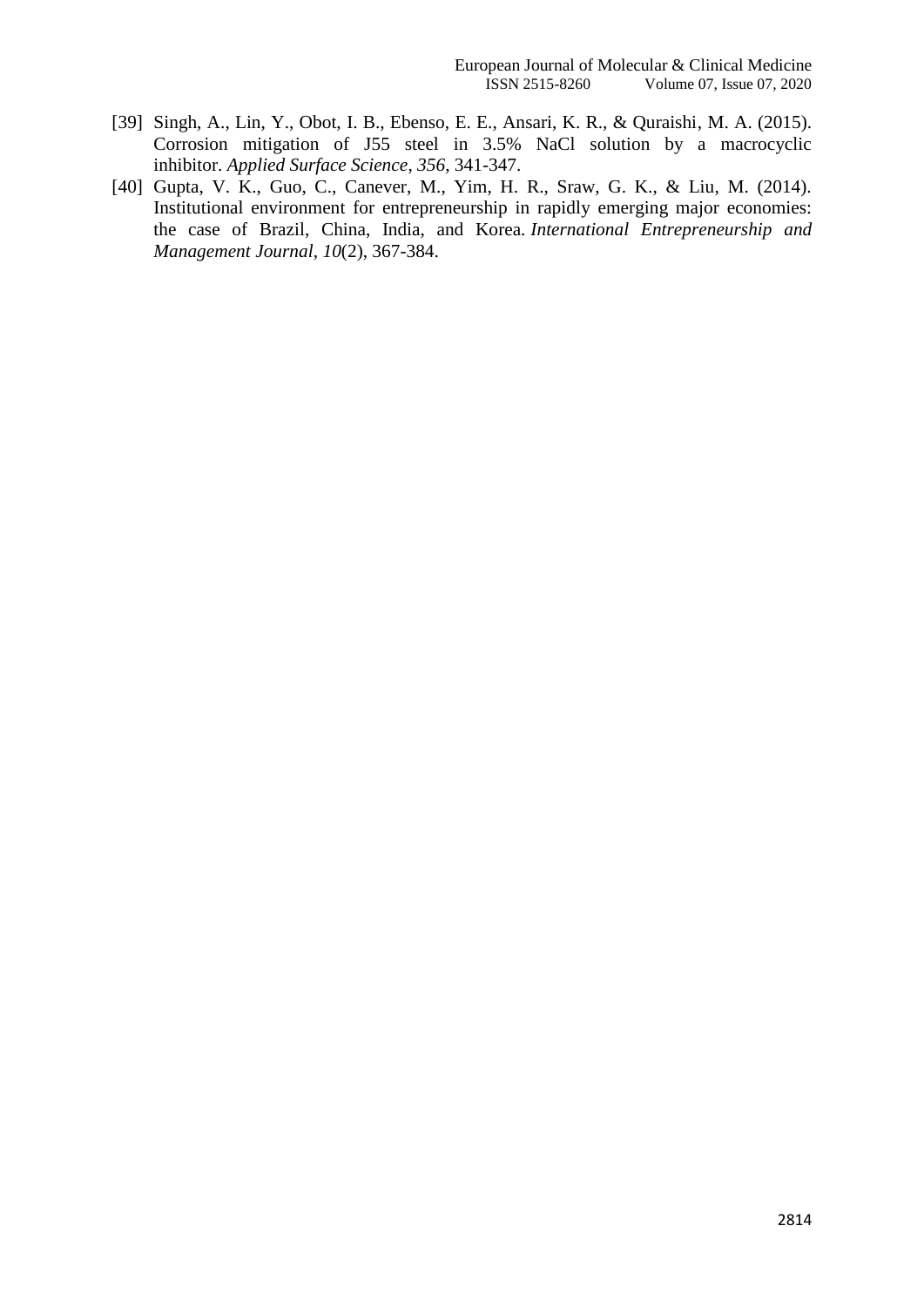[39] Singh, A., Lin, Y., Obot, I. B., Ebenso, E. E., Ansari, K. R., & Quraishi, M. A. (2015). Corrosion mitigation of J55 steel in 3.5% NaCl solution by a macrocyclic inhibitor. *Applied Surface Science*, *356*, 341-347.

[40] Gupta, V. K., Guo, C., Canever, M., Yim, H. R., Sraw, G. K., & Liu, M. (2014). Institutional environment for entrepreneurship in rapidly emerging major economies: the case of Brazil, China, India, and Korea. *International Entrepreneurship and Management Journal*, *10*(2), 367-384.